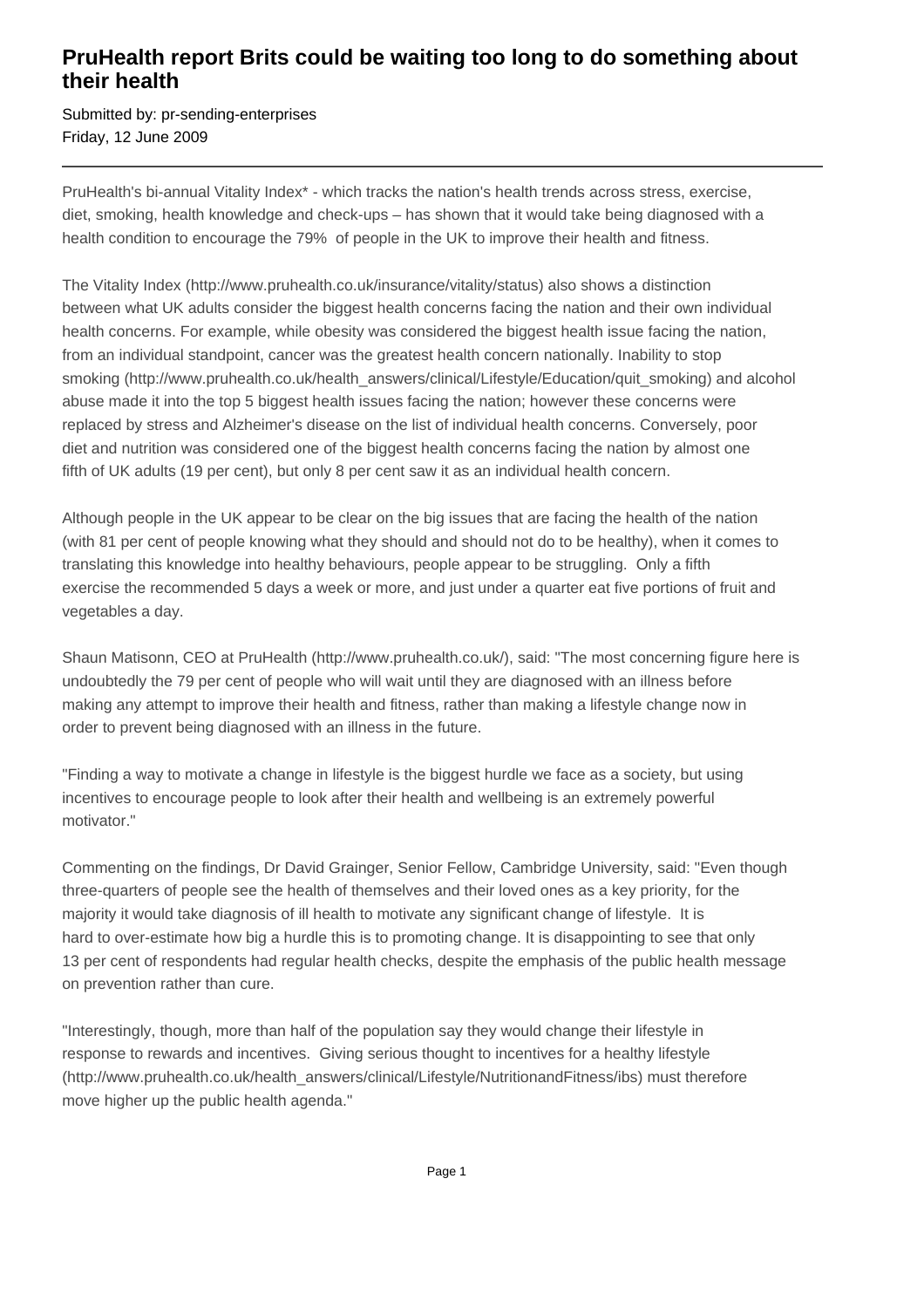# PruHealth report Brits could be waiting too long to do something about their health

Submitted by: pr-sending-enterprises
Friday, 12 June 2009

---

PruHealth's bi-annual Vitality Index* - which tracks the nation's health trends across stress, exercise, diet, smoking, health knowledge and check-ups – has shown that it would take being diagnosed with a health condition to encourage the 79% of people in the UK to improve their health and fitness.

The Vitality Index (http://www.pruhealth.co.uk/insurance/vitality/status) also shows a distinction between what UK adults consider the biggest health concerns facing the nation and their own individual health concerns. For example, while obesity was considered the biggest health issue facing the nation, from an individual standpoint, cancer was the greatest health concern nationally. Inability to stop smoking (http://www.pruhealth.co.uk/health_answers/clinical/Lifestyle/Education/quit_smoking) and alcohol abuse made it into the top 5 biggest health issues facing the nation; however these concerns were replaced by stress and Alzheimer's disease on the list of individual health concerns. Conversely, poor diet and nutrition was considered one of the biggest health concerns facing the nation by almost one fifth of UK adults (19 per cent), but only 8 per cent saw it as an individual health concern.

Although people in the UK appear to be clear on the big issues that are facing the health of the nation (with 81 per cent of people knowing what they should and should not do to be healthy), when it comes to translating this knowledge into healthy behaviours, people appear to be struggling. Only a fifth exercise the recommended 5 days a week or more, and just under a quarter eat five portions of fruit and vegetables a day.

Shaun Matisonn, CEO at PruHealth (http://www.pruhealth.co.uk/), said: "The most concerning figure here is undoubtedly the 79 per cent of people who will wait until they are diagnosed with an illness before making any attempt to improve their health and fitness, rather than making a lifestyle change now in order to prevent being diagnosed with an illness in the future.

"Finding a way to motivate a change in lifestyle is the biggest hurdle we face as a society, but using incentives to encourage people to look after their health and wellbeing is an extremely powerful motivator."

Commenting on the findings, Dr David Grainger, Senior Fellow, Cambridge University, said: "Even though three-quarters of people see the health of themselves and their loved ones as a key priority, for the majority it would take diagnosis of ill health to motivate any significant change of lifestyle. It is hard to over-estimate how big a hurdle this is to promoting change. It is disappointing to see that only 13 per cent of respondents had regular health checks, despite the emphasis of the public health message on prevention rather than cure.

"Interestingly, though, more than half of the population say they would change their lifestyle in response to rewards and incentives. Giving serious thought to incentives for a healthy lifestyle (http://www.pruhealth.co.uk/health_answers/clinical/Lifestyle/NutritionandFitness/ibs) must therefore move higher up the public health agenda."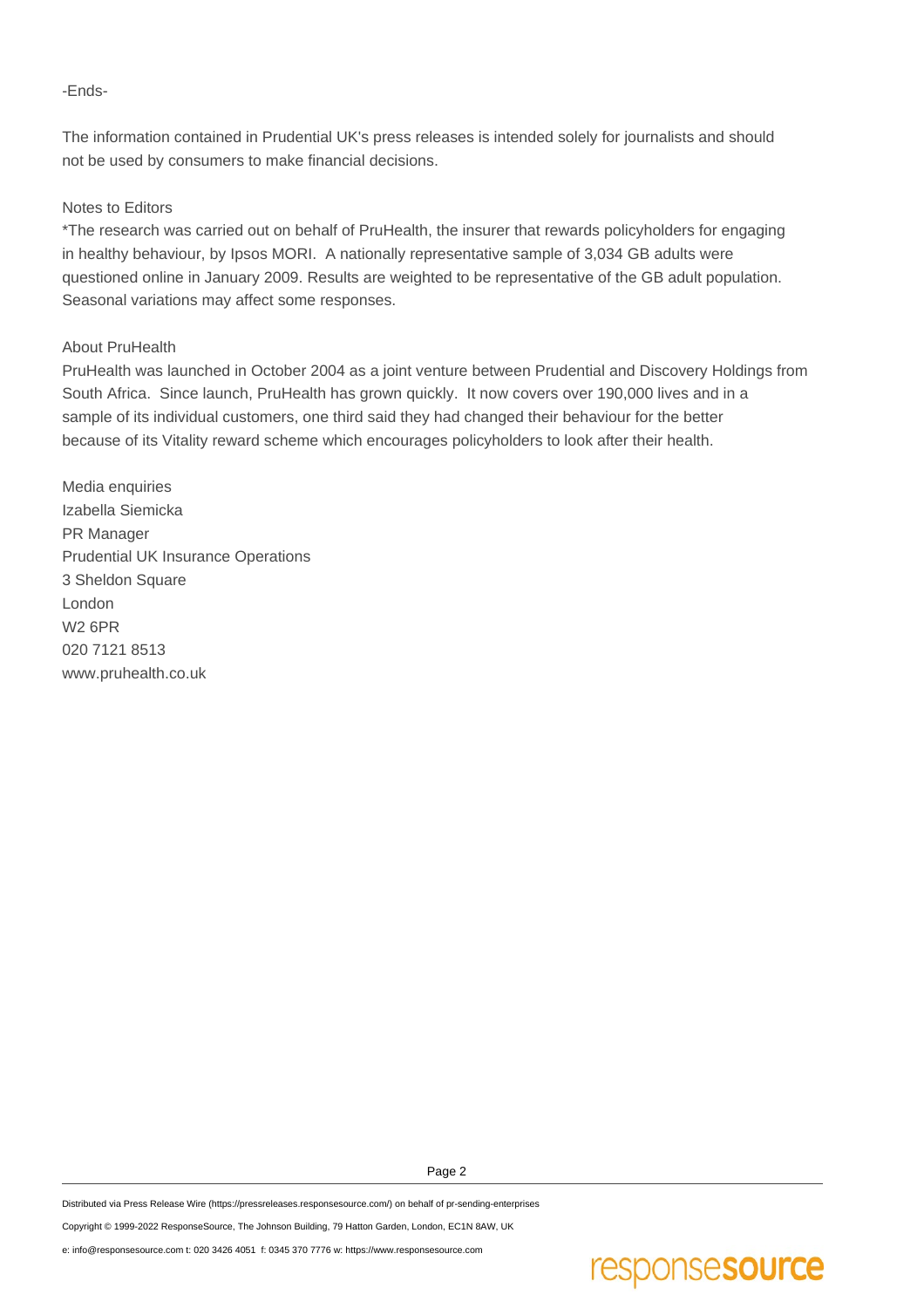-Ends-

The information contained in Prudential UK's press releases is intended solely for journalists and should not be used by consumers to make financial decisions.

Notes to Editors

*The research was carried out on behalf of PruHealth, the insurer that rewards policyholders for engaging in healthy behaviour, by Ipsos MORI. A nationally representative sample of 3,034 GB adults were questioned online in January 2009. Results are weighted to be representative of the GB adult population. Seasonal variations may affect some responses.

About PruHealth

PruHealth was launched in October 2004 as a joint venture between Prudential and Discovery Holdings from South Africa. Since launch, PruHealth has grown quickly. It now covers over 190,000 lives and in a sample of its individual customers, one third said they had changed their behaviour for the better because of its Vitality reward scheme which encourages policyholders to look after their health.

Media enquiries
Izabella Siemicka
PR Manager
Prudential UK Insurance Operations
3 Sheldon Square
London
W2 6PR
020 7121 8513
www.pruhealth.co.uk

Distributed via Press Release Wire (https://pressreleases.responsesource.com/) on behalf of pr-sending-enterprises

Copyright © 1999-2022 ResponseSource, The Johnson Building, 79 Hatton Garden, London, EC1N 8AW, UK

e: info@responsesource.com t: 020 3426 4051 f: 0345 370 7776 w: https://www.responsesource.com

responsesource